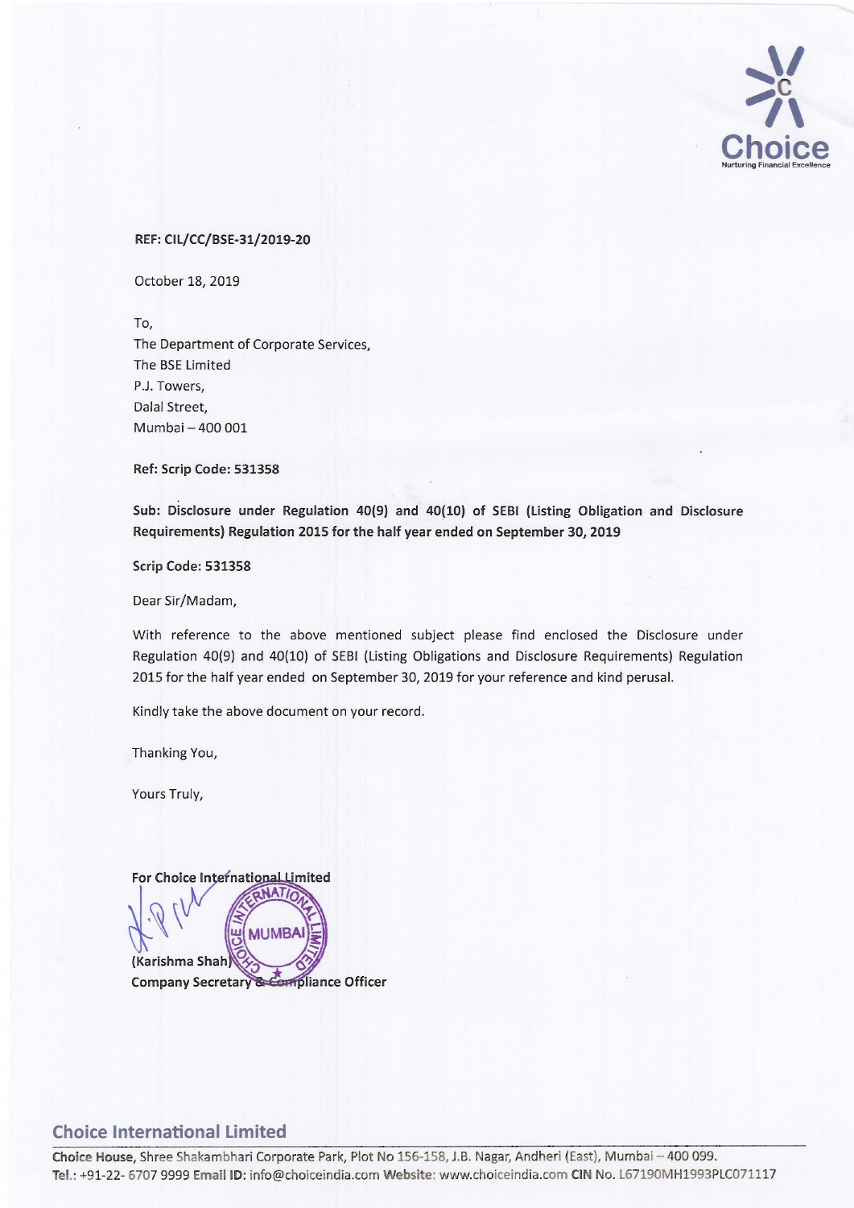REF: CIL/CC/BSE-31/2019-20

October 18, 2019

To,
The Department of Corporate Services,
The BSE Limited
P.J. Towers,
Dalal Street,
Mumbai – 400 001

**Ref: Scrip Code: 531358**

**Sub: Disclosure under Regulation 40(9) and 40(10) of SEBI (Listing Obligation and Disclosure Requirements) Regulation 2015 for the half year ended on September 30, 2019**

**Scrip Code: 531358**

Dear Sir/Madam,

With reference to the above mentioned subject please find enclosed the Disclosure under Regulation 40(9) and 40(10) of SEBI (Listing Obligations and Disclosure Requirements) Regulation 2015 for the half year ended on September 30, 2019 for your reference and kind perusal.

Kindly take the above document on your record.

Thanking You,

Yours Truly,

**For Choice International Limited**

**(Karishma Shah)**
**Company Secretary & Compliance Officer**

**Choice International Limited**

**Choice House**, Shree Shakambhari Corporate Park, Plot No 156-158, J.B. Nagar, Andheri (East), Mumbai – 400 099.
**Tel.**: +91-22- 6707 9999 **Email ID**: info@choiceindia.com **Website**: www.choiceindia.com **CIN** No. L67190MH1993PLC071117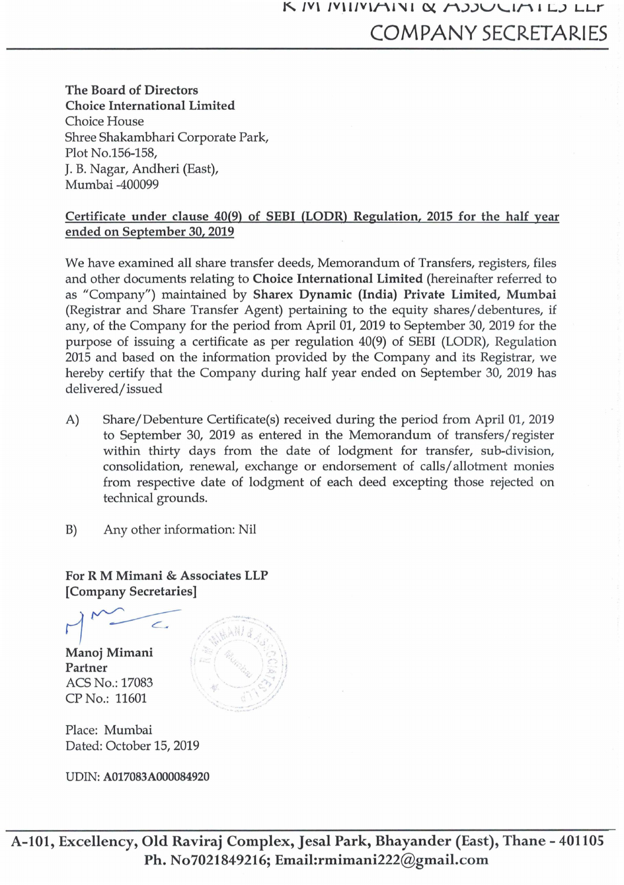R M MIMANI & ASSOCIATES LLP
COMPANY SECRETARIES

**The Board of Directors**
**Choice International Limited**
Choice House
Shree Shakambhari Corporate Park,
Plot No.156-158,
J. B. Nagar, Andheri (East),
Mumbai -400099

**Certificate under clause 40(9) of SEBI (LODR) Regulation, 2015 for the half year ended on September 30, 2019**

We have examined all share transfer deeds, Memorandum of Transfers, registers, files and other documents relating to **Choice International Limited** (hereinafter referred to as "Company") maintained by **Sharex Dynamic (India) Private Limited, Mumbai** (Registrar and Share Transfer Agent) pertaining to the equity shares/debentures, if any, of the Company for the period from April 01, 2019 to September 30, 2019 for the purpose of issuing a certificate as per regulation 40(9) of SEBI (LODR), Regulation 2015 and based on the information provided by the Company and its Registrar, we hereby certify that the Company during half year ended on September 30, 2019 has delivered/issued

A) Share/Debenture Certificate(s) received during the period from April 01, 2019 to September 30, 2019 as entered in the Memorandum of transfers/register within thirty days from the date of lodgment for transfer, sub-division, consolidation, renewal, exchange or endorsement of calls/allotment monies from respective date of lodgment of each deed excepting those rejected on technical grounds.

B) Any other information: Nil

**For R M Mimani & Associates LLP**
**[Company Secretaries]**

**Manoj Mimani**
**Partner**
ACS No.: 17083
CP No.: 11601

Place: Mumbai
Dated: October 15, 2019

UDIN: **A017083A000084920**

**A-101, Excellency, Old Raviraj Complex, Jesal Park, Bhayander (East), Thane - 401105**
**Ph. No7021849216; Email:rmimani222@gmail.com**